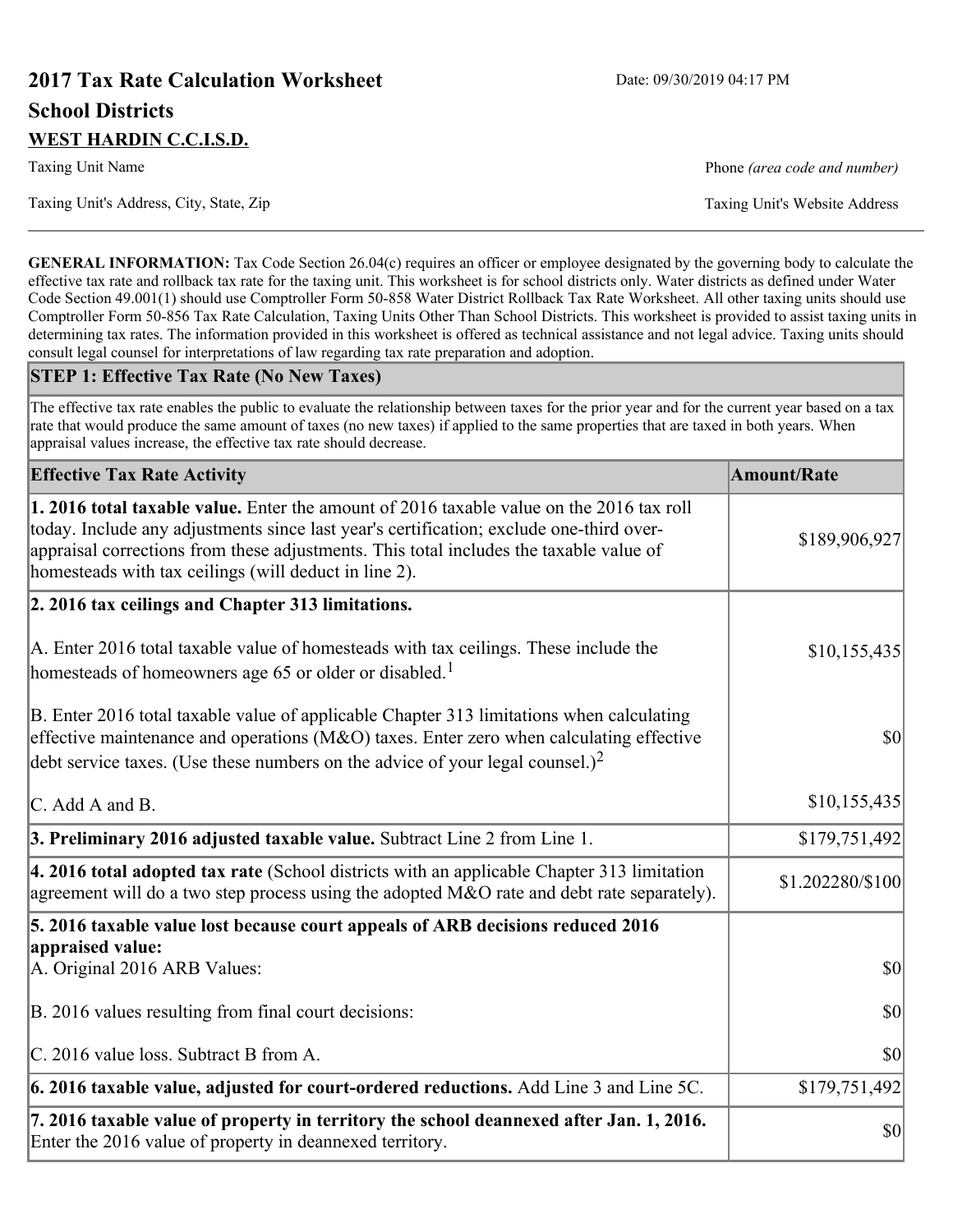# 2017 Tax Rate Calculation Worksheet

Date: 09/30/2019 04:17 PM

## School Districts

**WEST HARDIN C.C.I.S.D.**

Taxing Unit Name

Phone *(area code and number)*

Taxing Unit's Address, City, State, Zip

Taxing Unit's Website Address

**GENERAL INFORMATION:** Tax Code Section 26.04(c) requires an officer or employee designated by the governing body to calculate the effective tax rate and rollback tax rate for the taxing unit. This worksheet is for school districts only. Water districts as defined under Water Code Section 49.001(1) should use Comptroller Form 50-858 Water District Rollback Tax Rate Worksheet. All other taxing units should use Comptroller Form 50-856 Tax Rate Calculation, Taxing Units Other Than School Districts. This worksheet is provided to assist taxing units in determining tax rates. The information provided in this worksheet is offered as technical assistance and not legal advice. Taxing units should consult legal counsel for interpretations of law regarding tax rate preparation and adoption.

### STEP 1: Effective Tax Rate (No New Taxes)

The effective tax rate enables the public to evaluate the relationship between taxes for the prior year and for the current year based on a tax rate that would produce the same amount of taxes (no new taxes) if applied to the same properties that are taxed in both years. When appraisal values increase, the effective tax rate should decrease.

| Effective Tax Rate Activity | Amount/Rate |
|---|---|
| **1. 2016 total taxable value.** Enter the amount of 2016 taxable value on the 2016 tax roll today. Include any adjustments since last year's certification; exclude one-third over-appraisal corrections from these adjustments. This total includes the taxable value of homesteads with tax ceilings (will deduct in line 2). | $189,906,927 |
| **2. 2016 tax ceilings and Chapter 313 limitations.** | |
| A. Enter 2016 total taxable value of homesteads with tax ceilings. These include the homesteads of homeowners age 65 or older or disabled.[1] | $10,155,435 |
| B. Enter 2016 total taxable value of applicable Chapter 313 limitations when calculating effective maintenance and operations (M&O) taxes. Enter zero when calculating effective debt service taxes. (Use these numbers on the advice of your legal counsel.)[2] | $0 |
| C. Add A and B. | $10,155,435 |
| **3. Preliminary 2016 adjusted taxable value.** Subtract Line 2 from Line 1. | $179,751,492 |
| **4. 2016 total adopted tax rate** (School districts with an applicable Chapter 313 limitation agreement will do a two step process using the adopted M&O rate and debt rate separately). | $1.202280/$100 |
| **5. 2016 taxable value lost because court appeals of ARB decisions reduced 2016 appraised value:** | |
| A. Original 2016 ARB Values: | $0 |
| B. 2016 values resulting from final court decisions: | $0 |
| C. 2016 value loss. Subtract B from A. | $0 |
| **6. 2016 taxable value, adjusted for court-ordered reductions.** Add Line 3 and Line 5C. | $179,751,492 |
| **7. 2016 taxable value of property in territory the school deannexed after Jan. 1, 2016.** Enter the 2016 value of property in deannexed territory. | $0 |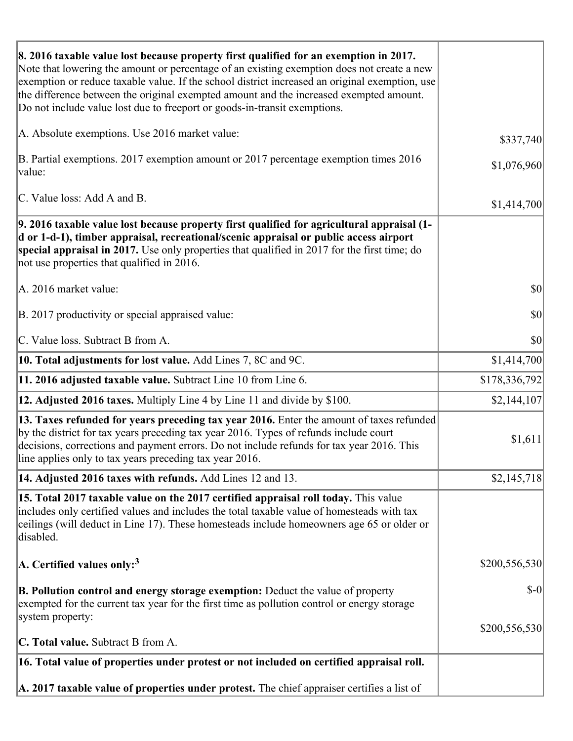| | |
|---|---|
| **8. 2016 taxable value lost because property first qualified for an exemption in 2017.** Note that lowering the amount or percentage of an existing exemption does not create a new exemption or reduce taxable value. If the school district increased an original exemption, use the difference between the original exempted amount and the increased exempted amount. Do not include value lost due to freeport or goods-in-transit exemptions.<br><br>A. Absolute exemptions. Use 2016 market value:<br><br>B. Partial exemptions. 2017 exemption amount or 2017 percentage exemption times 2016 value:<br><br>C. Value loss: Add A and B. | <br><br><br><br><br>$337,740<br><br>$1,076,960<br><br>$1,414,700 |
| **9. 2016 taxable value lost because property first qualified for agricultural appraisal (1-d or 1-d-1), timber appraisal, recreational/scenic appraisal or public access airport special appraisal in 2017.** Use only properties that qualified in 2017 for the first time; do not use properties that qualified in 2016.<br><br>A. 2016 market value:<br><br>B. 2017 productivity or special appraised value:<br><br>C. Value loss. Subtract B from A. | <br><br><br><br><br>$0<br><br>$0<br><br>$0 |
| **10. Total adjustments for lost value.** Add Lines 7, 8C and 9C. | $1,414,700 |
| **11. 2016 adjusted taxable value.** Subtract Line 10 from Line 6. | $178,336,792 |
| **12. Adjusted 2016 taxes.** Multiply Line 4 by Line 11 and divide by $100. | $2,144,107 |
| **13. Taxes refunded for years preceding tax year 2016.** Enter the amount of taxes refunded by the district for tax years preceding tax year 2016. Types of refunds include court decisions, corrections and payment errors. Do not include refunds for tax year 2016. This line applies only to tax years preceding tax year 2016. | $1,611 |
| **14. Adjusted 2016 taxes with refunds.** Add Lines 12 and 13. | $2,145,718 |
| **15. Total 2017 taxable value on the 2017 certified appraisal roll today.** This value includes only certified values and includes the total taxable value of homesteads with tax ceilings (will deduct in Line 17). These homesteads include homeowners age 65 or older or disabled.<br><br>**A. Certified values only:**[3]<br><br>**B. Pollution control and energy storage exemption:** Deduct the value of property exempted for the current tax year for the first time as pollution control or energy storage system property:<br><br>**C. Total value.** Subtract B from A. | <br><br><br><br><br>$200,556,530<br><br>$-0<br><br>$200,556,530 |
| **16. Total value of properties under protest or not included on certified appraisal roll.**<br><br>**A. 2017 taxable value of properties under protest.** The chief appraiser certifies a list of | |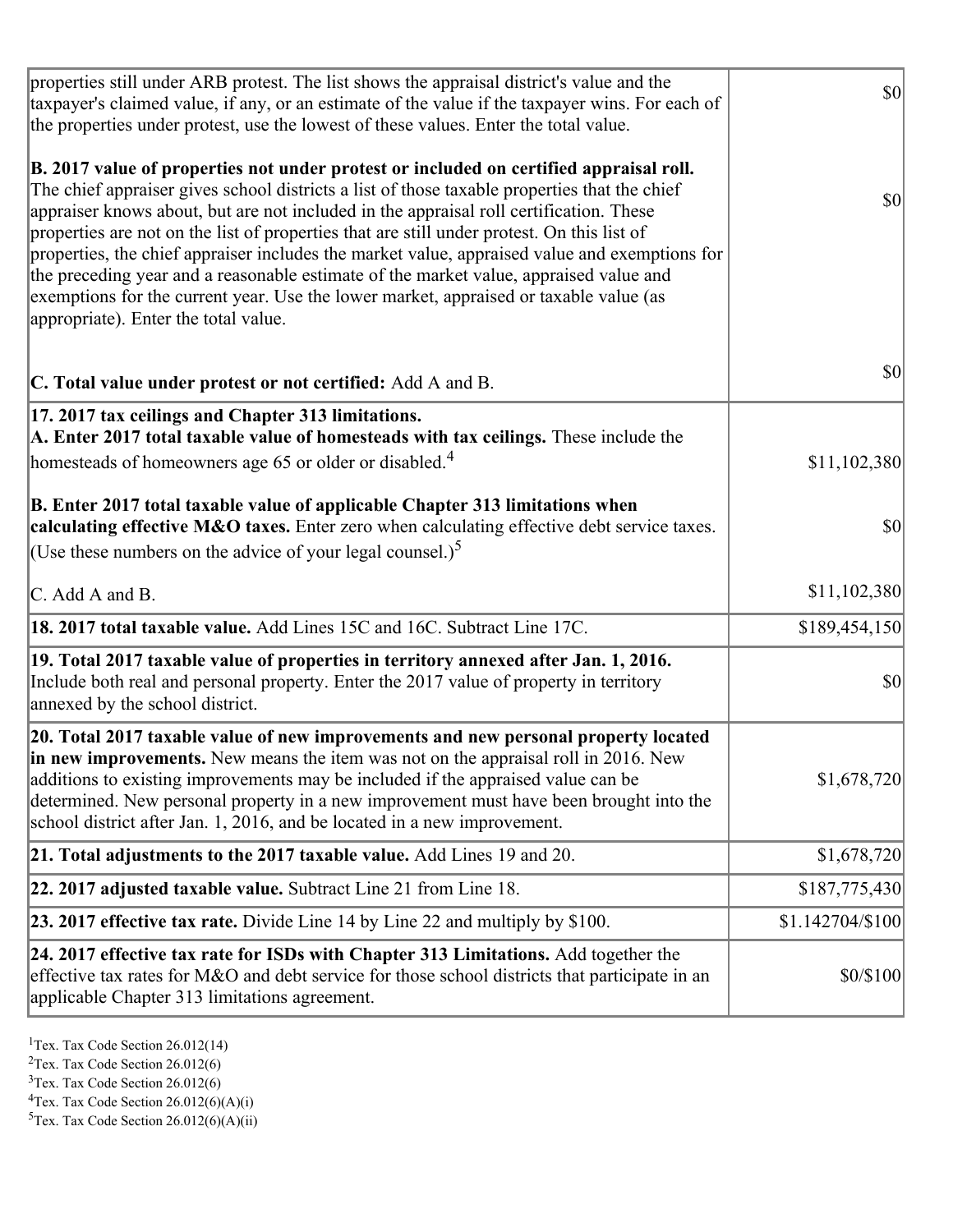| | |
|---|---|
| properties still under ARB protest. The list shows the appraisal district's value and the taxpayer's claimed value, if any, or an estimate of the value if the taxpayer wins. For each of the properties under protest, use the lowest of these values. Enter the total value. | $0 |
| **B. 2017 value of properties not under protest or included on certified appraisal roll.** The chief appraiser gives school districts a list of those taxable properties that the chief appraiser knows about, but are not included in the appraisal roll certification. These properties are not on the list of properties that are still under protest. On this list of properties, the chief appraiser includes the market value, appraised value and exemptions for the preceding year and a reasonable estimate of the market value, appraised value and exemptions for the current year. Use the lower market, appraised or taxable value (as appropriate). Enter the total value. | $0 |
| **C. Total value under protest or not certified:** Add A and B. | $0 |
| **17. 2017 tax ceilings and Chapter 313 limitations.** **A. Enter 2017 total taxable value of homesteads with tax ceilings.** These include the homesteads of homeowners age 65 or older or disabled.[4] | $11,102,380 |
| **B. Enter 2017 total taxable value of applicable Chapter 313 limitations when calculating effective M&O taxes.** Enter zero when calculating effective debt service taxes. (Use these numbers on the advice of your legal counsel.)[5] | $0 |
| C. Add A and B. | $11,102,380 |
| **18. 2017 total taxable value.** Add Lines 15C and 16C. Subtract Line 17C. | $189,454,150 |
| **19. Total 2017 taxable value of properties in territory annexed after Jan. 1, 2016.** Include both real and personal property. Enter the 2017 value of property in territory annexed by the school district. | $0 |
| **20. Total 2017 taxable value of new improvements and new personal property located in new improvements.** New means the item was not on the appraisal roll in 2016. New additions to existing improvements may be included if the appraised value can be determined. New personal property in a new improvement must have been brought into the school district after Jan. 1, 2016, and be located in a new improvement. | $1,678,720 |
| **21. Total adjustments to the 2017 taxable value.** Add Lines 19 and 20. | $1,678,720 |
| **22. 2017 adjusted taxable value.** Subtract Line 21 from Line 18. | $187,775,430 |
| **23. 2017 effective tax rate.** Divide Line 14 by Line 22 and multiply by $100. | $1.142704/$100 |
| **24. 2017 effective tax rate for ISDs with Chapter 313 Limitations.** Add together the effective tax rates for M&O and debt service for those school districts that participate in an applicable Chapter 313 limitations agreement. | $0/$100 |

[1]Tex. Tax Code Section 26.012(14)
[2]Tex. Tax Code Section 26.012(6)
[3]Tex. Tax Code Section 26.012(6)
[4]Tex. Tax Code Section 26.012(6)(A)(i)
[5]Tex. Tax Code Section 26.012(6)(A)(ii)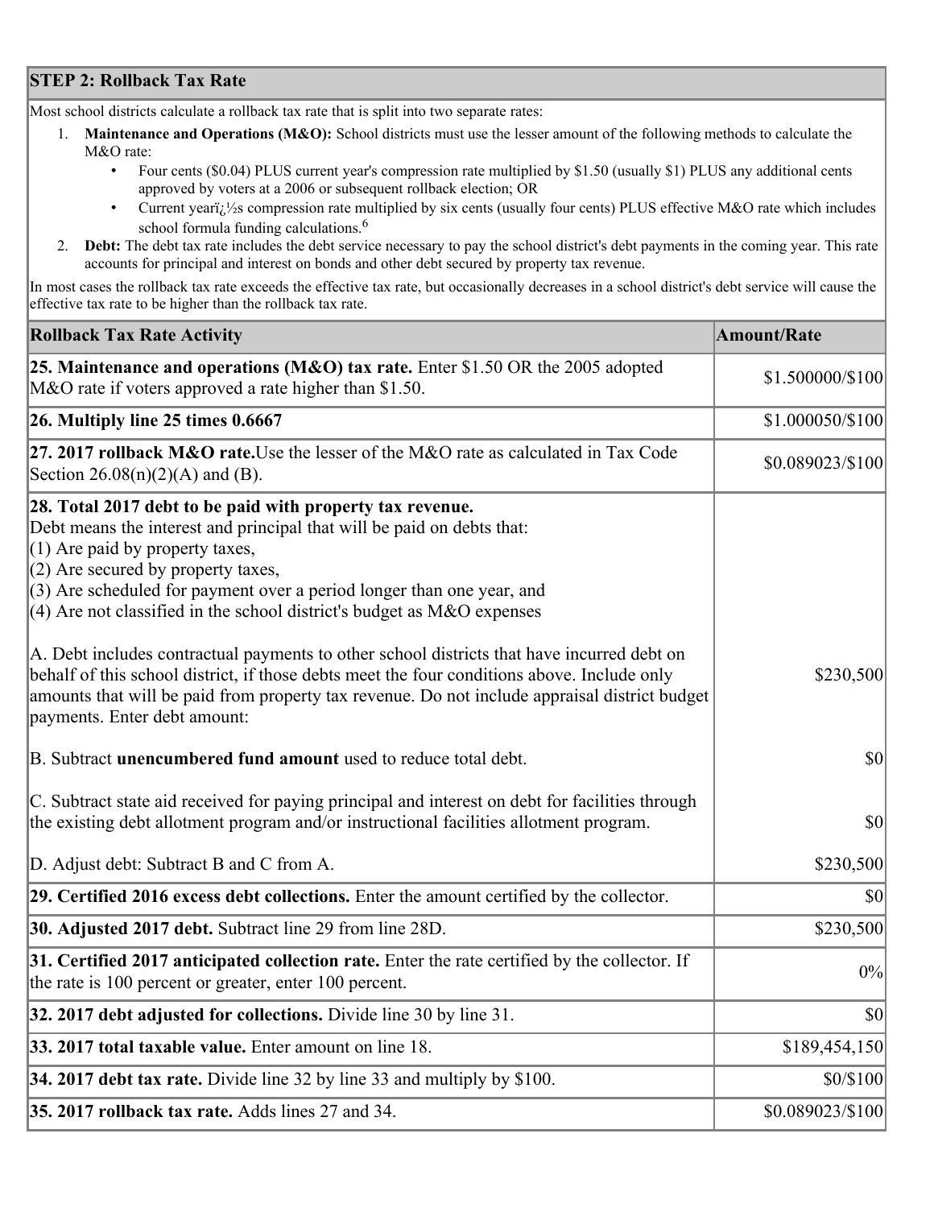## STEP 2: Rollback Tax Rate

Most school districts calculate a rollback tax rate that is split into two separate rates:

1. **Maintenance and Operations (M&O):** School districts must use the lesser amount of the following methods to calculate the M&O rate:
   - Four cents ($0.04) PLUS current year's compression rate multiplied by $1.50 (usually $1) PLUS any additional cents approved by voters at a 2006 or subsequent rollback election; OR
   - Current yearï¿½s compression rate multiplied by six cents (usually four cents) PLUS effective M&O rate which includes school formula funding calculations.[6]
2. **Debt:** The debt tax rate includes the debt service necessary to pay the school district's debt payments in the coming year. This rate accounts for principal and interest on bonds and other debt secured by property tax revenue.

In most cases the rollback tax rate exceeds the effective tax rate, but occasionally decreases in a school district's debt service will cause the effective tax rate to be higher than the rollback tax rate.

| Rollback Tax Rate Activity | Amount/Rate |
| --- | --- |
| **25. Maintenance and operations (M&O) tax rate.** Enter $1.50 OR the 2005 adopted M&O rate if voters approved a rate higher than $1.50. | $1.500000/$100 |
| **26. Multiply line 25 times 0.6667** | $1.000050/$100 |
| **27. 2017 rollback M&O rate.** Use the lesser of the M&O rate as calculated in Tax Code Section 26.08(n)(2)(A) and (B). | $0.089023/$100 |
| **28. Total 2017 debt to be paid with property tax revenue.** Debt means the interest and principal that will be paid on debts that:<br>(1) Are paid by property taxes,<br>(2) Are secured by property taxes,<br>(3) Are scheduled for payment over a period longer than one year, and<br>(4) Are not classified in the school district's budget as M&O expenses<br><br>A. Debt includes contractual payments to other school districts that have incurred debt on behalf of this school district, if those debts meet the four conditions above. Include only amounts that will be paid from property tax revenue. Do not include appraisal district budget payments. Enter debt amount: | $230,500 |
| B. Subtract **unencumbered fund amount** used to reduce total debt. | $0 |
| C. Subtract state aid received for paying principal and interest on debt for facilities through the existing debt allotment program and/or instructional facilities allotment program. | $0 |
| D. Adjust debt: Subtract B and C from A. | $230,500 |
| **29. Certified 2016 excess debt collections.** Enter the amount certified by the collector. | $0 |
| **30. Adjusted 2017 debt.** Subtract line 29 from line 28D. | $230,500 |
| **31. Certified 2017 anticipated collection rate.** Enter the rate certified by the collector. If the rate is 100 percent or greater, enter 100 percent. | 0% |
| **32. 2017 debt adjusted for collections.** Divide line 30 by line 31. | $0 |
| **33. 2017 total taxable value.** Enter amount on line 18. | $189,454,150 |
| **34. 2017 debt tax rate.** Divide line 32 by line 33 and multiply by $100. | $0/$100 |
| **35. 2017 rollback tax rate.** Adds lines 27 and 34. | $0.089023/$100 |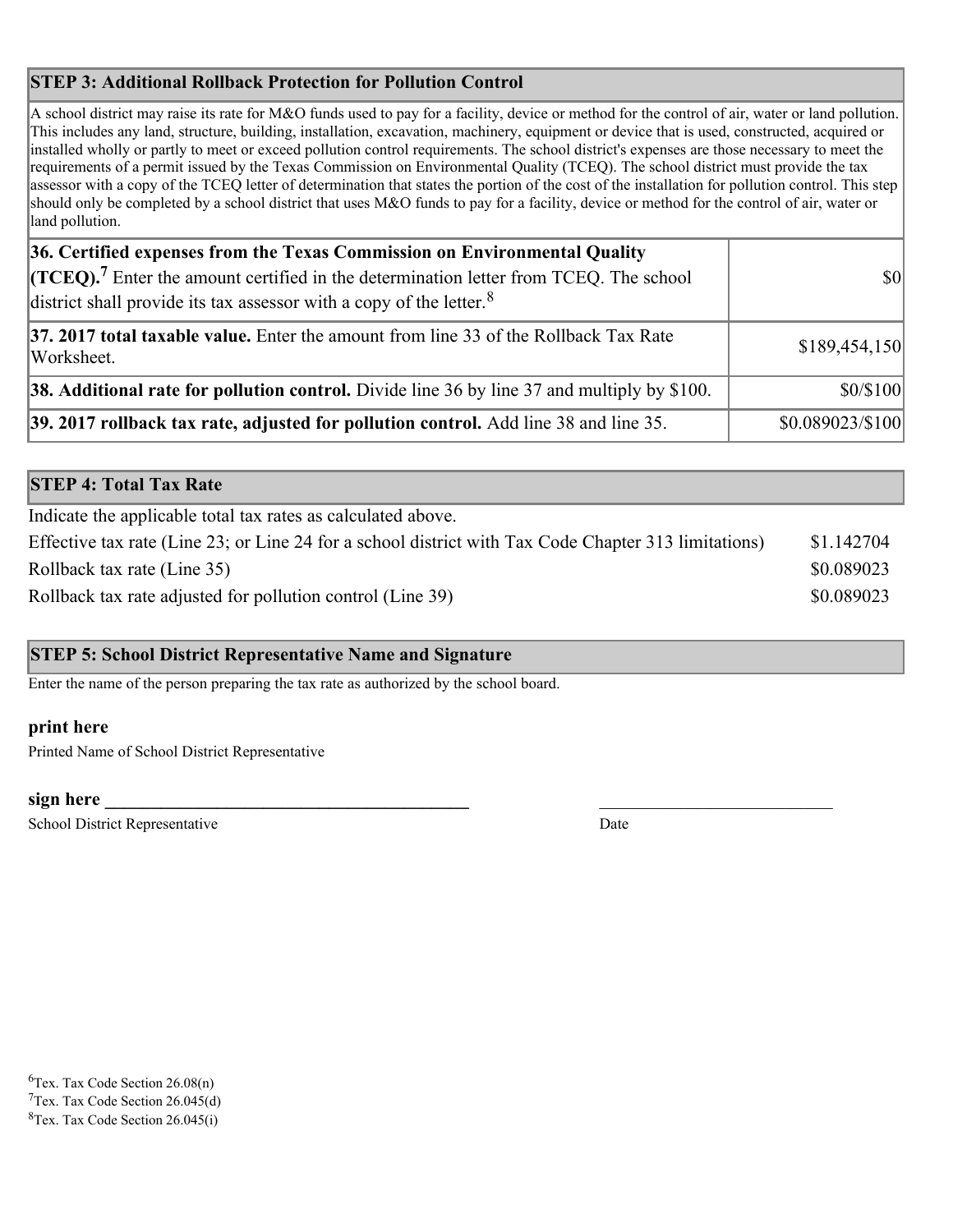## STEP 3: Additional Rollback Protection for Pollution Control

A school district may raise its rate for M&O funds used to pay for a facility, device or method for the control of air, water or land pollution. This includes any land, structure, building, installation, excavation, machinery, equipment or device that is used, constructed, acquired or installed wholly or partly to meet or exceed pollution control requirements. The school district's expenses are those necessary to meet the requirements of a permit issued by the Texas Commission on Environmental Quality (TCEQ). The school district must provide the tax assessor with a copy of the TCEQ letter of determination that states the portion of the cost of the installation for pollution control. This step should only be completed by a school district that uses M&O funds to pay for a facility, device or method for the control of air, water or land pollution.

| | |
|---|---|
| **36. Certified expenses from the Texas Commission on Environmental Quality (TCEQ).**[7] Enter the amount certified in the determination letter from TCEQ. The school district shall provide its tax assessor with a copy of the letter.[8] | $0 |
| **37. 2017 total taxable value.** Enter the amount from line 33 of the Rollback Tax Rate Worksheet. | $189,454,150 |
| **38. Additional rate for pollution control.** Divide line 36 by line 37 and multiply by $100. | $0/$100 |
| **39. 2017 rollback tax rate, adjusted for pollution control.** Add line 38 and line 35. | $0.089023/$100 |

## STEP 4: Total Tax Rate

Indicate the applicable total tax rates as calculated above.

| | |
|---|---|
| Effective tax rate (Line 23; or Line 24 for a school district with Tax Code Chapter 313 limitations) | $1.142704 |
| Rollback tax rate (Line 35) | $0.089023 |
| Rollback tax rate adjusted for pollution control (Line 39) | $0.089023 |

## STEP 5: School District Representative Name and Signature

Enter the name of the person preparing the tax rate as authorized by the school board.

**print here**

Printed Name of School District Representative

**sign here** ________________________________________ ____________________________

School District Representative Date

[6] Tex. Tax Code Section 26.08(n)
[7] Tex. Tax Code Section 26.045(d)
[8] Tex. Tax Code Section 26.045(i)